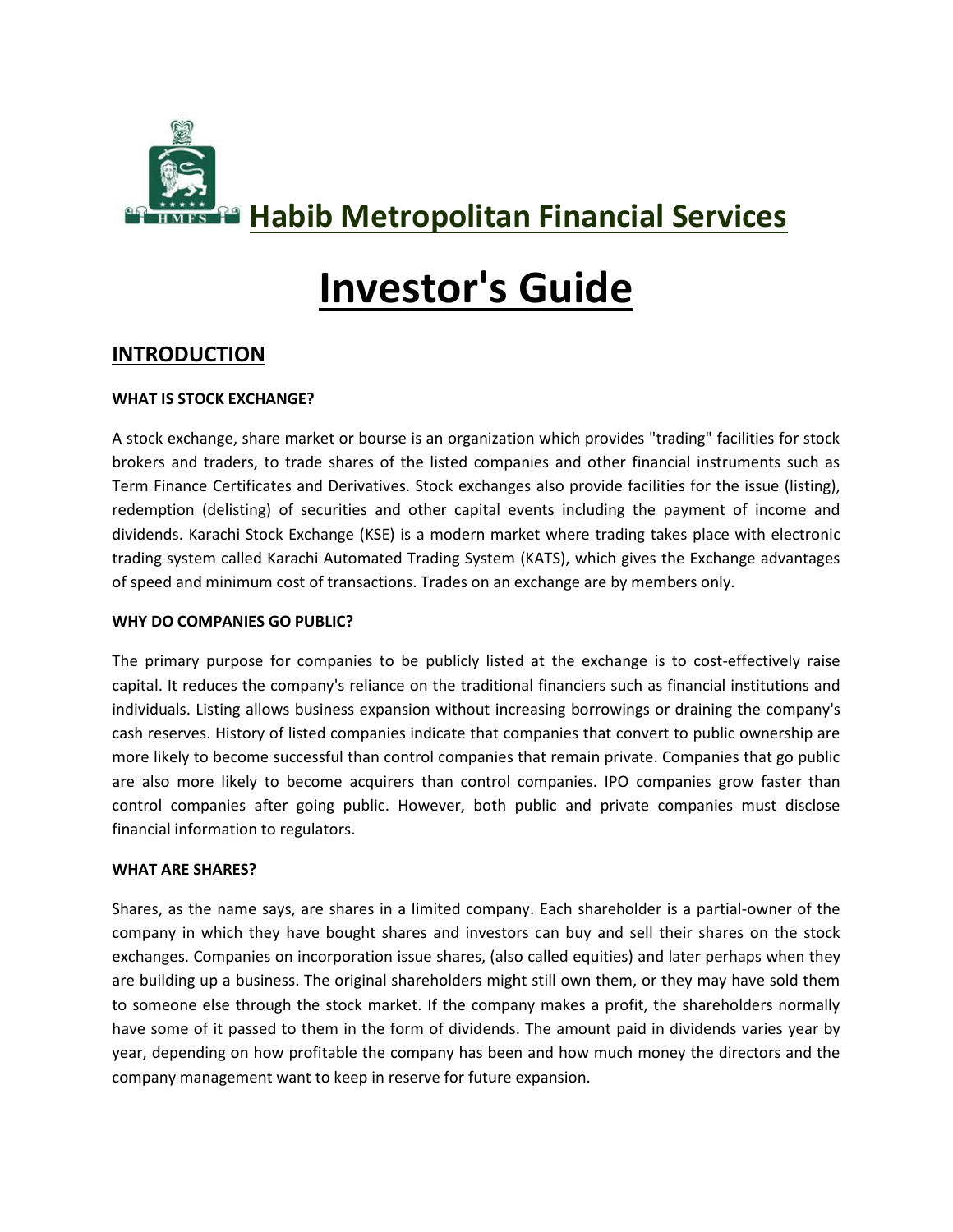# Habib Metropolitan Financial Services

# Investor's Guide

## INTRODUCTION

### WHAT IS STOCK EXCHANGE?

A stock exchange, share market or bourse is an organization which provides "trading" facilities for stock brokers and traders, to trade shares of the listed companies and other financial instruments such as Term Finance Certificates and Derivatives. Stock exchanges also provide facilities for the issue (listing), redemption (delisting) of securities and other capital events including the payment of income and dividends. Karachi Stock Exchange (KSE) is a modern market where trading takes place with electronic trading system called Karachi Automated Trading System (KATS), which gives the Exchange advantages of speed and minimum cost of transactions. Trades on an exchange are by members only.

### WHY DO COMPANIES GO PUBLIC?

The primary purpose for companies to be publicly listed at the exchange is to cost-effectively raise capital. It reduces the company's reliance on the traditional financiers such as financial institutions and individuals. Listing allows business expansion without increasing borrowings or draining the company's cash reserves. History of listed companies indicate that companies that convert to public ownership are more likely to become successful than control companies that remain private. Companies that go public are also more likely to become acquirers than control companies. IPO companies grow faster than control companies after going public. However, both public and private companies must disclose financial information to regulators.

### WHAT ARE SHARES?

Shares, as the name says, are shares in a limited company. Each shareholder is a partial-owner of the company in which they have bought shares and investors can buy and sell their shares on the stock exchanges. Companies on incorporation issue shares, (also called equities) and later perhaps when they are building up a business. The original shareholders might still own them, or they may have sold them to someone else through the stock market. If the company makes a profit, the shareholders normally have some of it passed to them in the form of dividends. The amount paid in dividends varies year by year, depending on how profitable the company has been and how much money the directors and the company management want to keep in reserve for future expansion.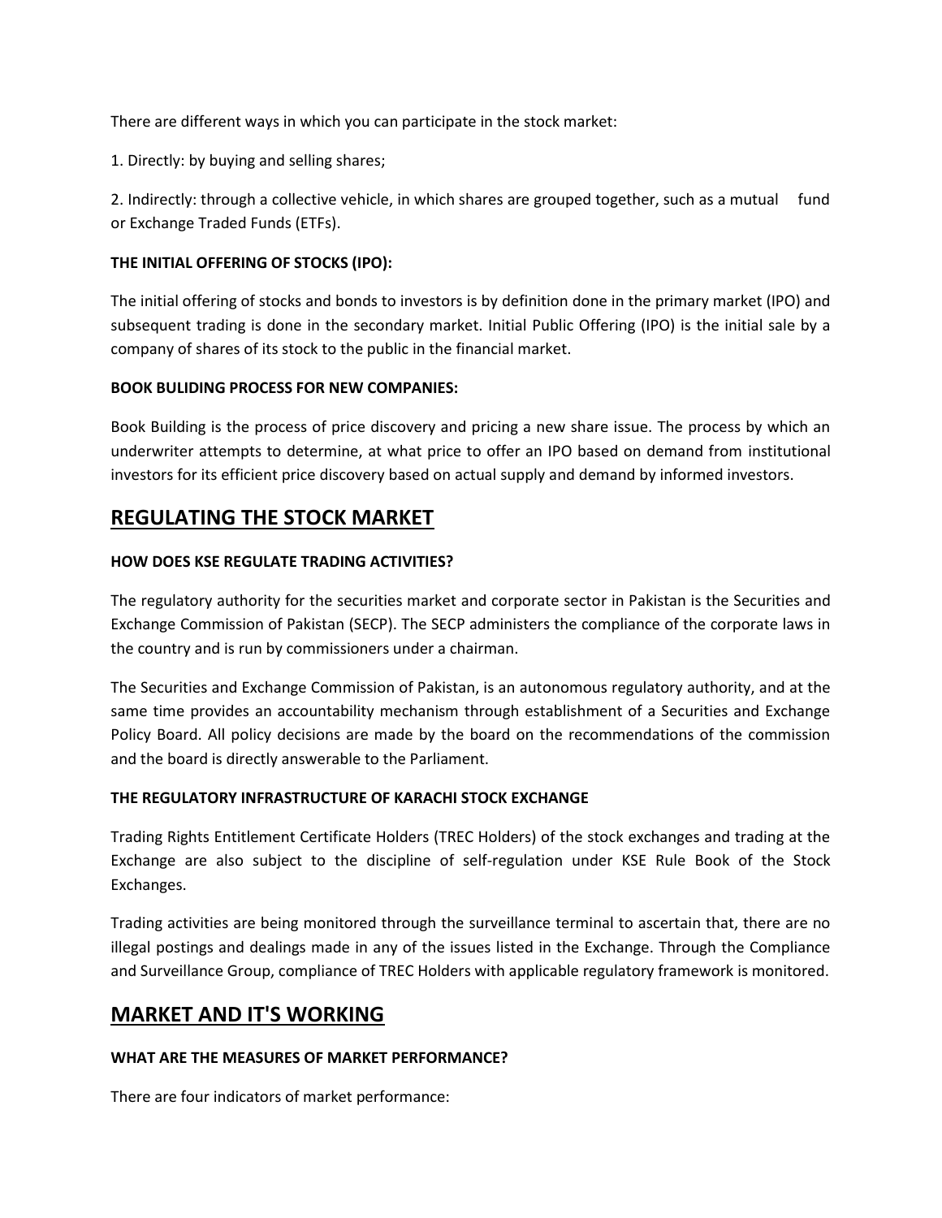There are different ways in which you can participate in the stock market:

1. Directly: by buying and selling shares;

2. Indirectly: through a collective vehicle, in which shares are grouped together, such as a mutual fund or Exchange Traded Funds (ETFs).

**THE INITIAL OFFERING OF STOCKS (IPO):**

The initial offering of stocks and bonds to investors is by definition done in the primary market (IPO) and subsequent trading is done in the secondary market. Initial Public Offering (IPO) is the initial sale by a company of shares of its stock to the public in the financial market.

**BOOK BULIDING PROCESS FOR NEW COMPANIES:**

Book Building is the process of price discovery and pricing a new share issue. The process by which an underwriter attempts to determine, at what price to offer an IPO based on demand from institutional investors for its efficient price discovery based on actual supply and demand by informed investors.

## REGULATING THE STOCK MARKET

**HOW DOES KSE REGULATE TRADING ACTIVITIES?**

The regulatory authority for the securities market and corporate sector in Pakistan is the Securities and Exchange Commission of Pakistan (SECP). The SECP administers the compliance of the corporate laws in the country and is run by commissioners under a chairman.

The Securities and Exchange Commission of Pakistan, is an autonomous regulatory authority, and at the same time provides an accountability mechanism through establishment of a Securities and Exchange Policy Board. All policy decisions are made by the board on the recommendations of the commission and the board is directly answerable to the Parliament.

**THE REGULATORY INFRASTRUCTURE OF KARACHI STOCK EXCHANGE**

Trading Rights Entitlement Certificate Holders (TREC Holders) of the stock exchanges and trading at the Exchange are also subject to the discipline of self-regulation under KSE Rule Book of the Stock Exchanges.

Trading activities are being monitored through the surveillance terminal to ascertain that, there are no illegal postings and dealings made in any of the issues listed in the Exchange. Through the Compliance and Surveillance Group, compliance of TREC Holders with applicable regulatory framework is monitored.

## MARKET AND IT'S WORKING

**WHAT ARE THE MEASURES OF MARKET PERFORMANCE?**

There are four indicators of market performance: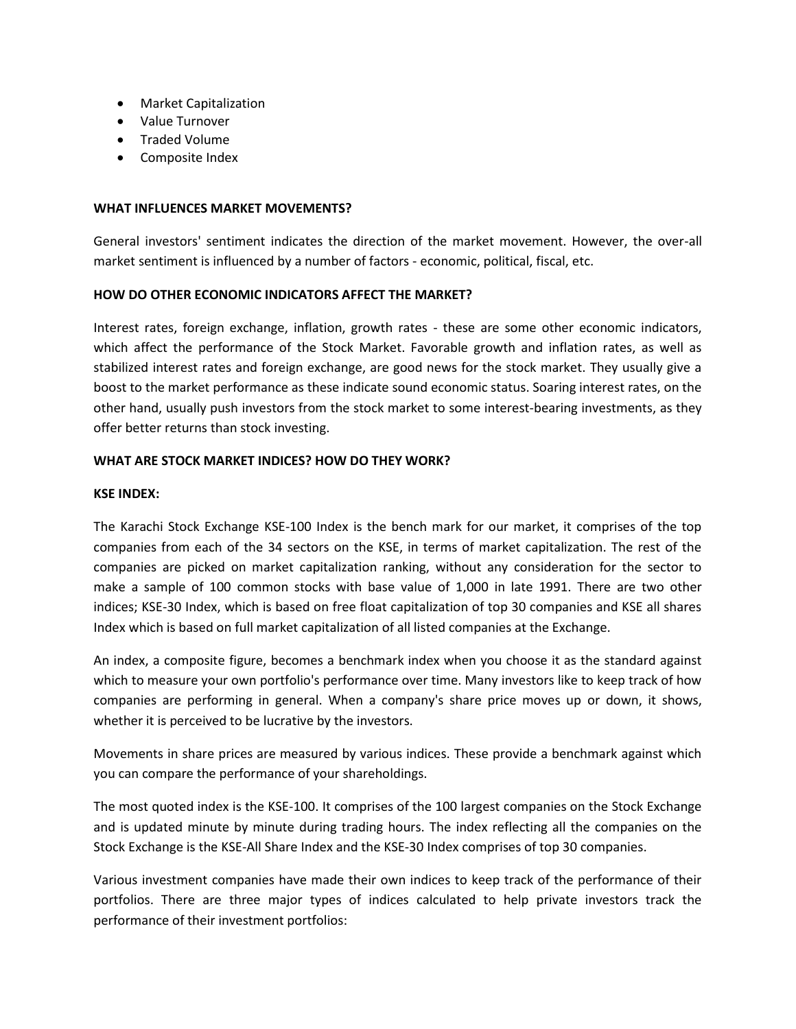- Market Capitalization
- Value Turnover
- Traded Volume
- Composite Index

**WHAT INFLUENCES MARKET MOVEMENTS?**

General investors' sentiment indicates the direction of the market movement. However, the over-all market sentiment is influenced by a number of factors - economic, political, fiscal, etc.

**HOW DO OTHER ECONOMIC INDICATORS AFFECT THE MARKET?**

Interest rates, foreign exchange, inflation, growth rates - these are some other economic indicators, which affect the performance of the Stock Market. Favorable growth and inflation rates, as well as stabilized interest rates and foreign exchange, are good news for the stock market. They usually give a boost to the market performance as these indicate sound economic status. Soaring interest rates, on the other hand, usually push investors from the stock market to some interest-bearing investments, as they offer better returns than stock investing.

**WHAT ARE STOCK MARKET INDICES? HOW DO THEY WORK?**

**KSE INDEX:**

The Karachi Stock Exchange KSE-100 Index is the bench mark for our market, it comprises of the top companies from each of the 34 sectors on the KSE, in terms of market capitalization. The rest of the companies are picked on market capitalization ranking, without any consideration for the sector to make a sample of 100 common stocks with base value of 1,000 in late 1991. There are two other indices; KSE-30 Index, which is based on free float capitalization of top 30 companies and KSE all shares Index which is based on full market capitalization of all listed companies at the Exchange.

An index, a composite figure, becomes a benchmark index when you choose it as the standard against which to measure your own portfolio's performance over time. Many investors like to keep track of how companies are performing in general. When a company's share price moves up or down, it shows, whether it is perceived to be lucrative by the investors.

Movements in share prices are measured by various indices. These provide a benchmark against which you can compare the performance of your shareholdings.

The most quoted index is the KSE-100. It comprises of the 100 largest companies on the Stock Exchange and is updated minute by minute during trading hours. The index reflecting all the companies on the Stock Exchange is the KSE-All Share Index and the KSE-30 Index comprises of top 30 companies.

Various investment companies have made their own indices to keep track of the performance of their portfolios. There are three major types of indices calculated to help private investors track the performance of their investment portfolios: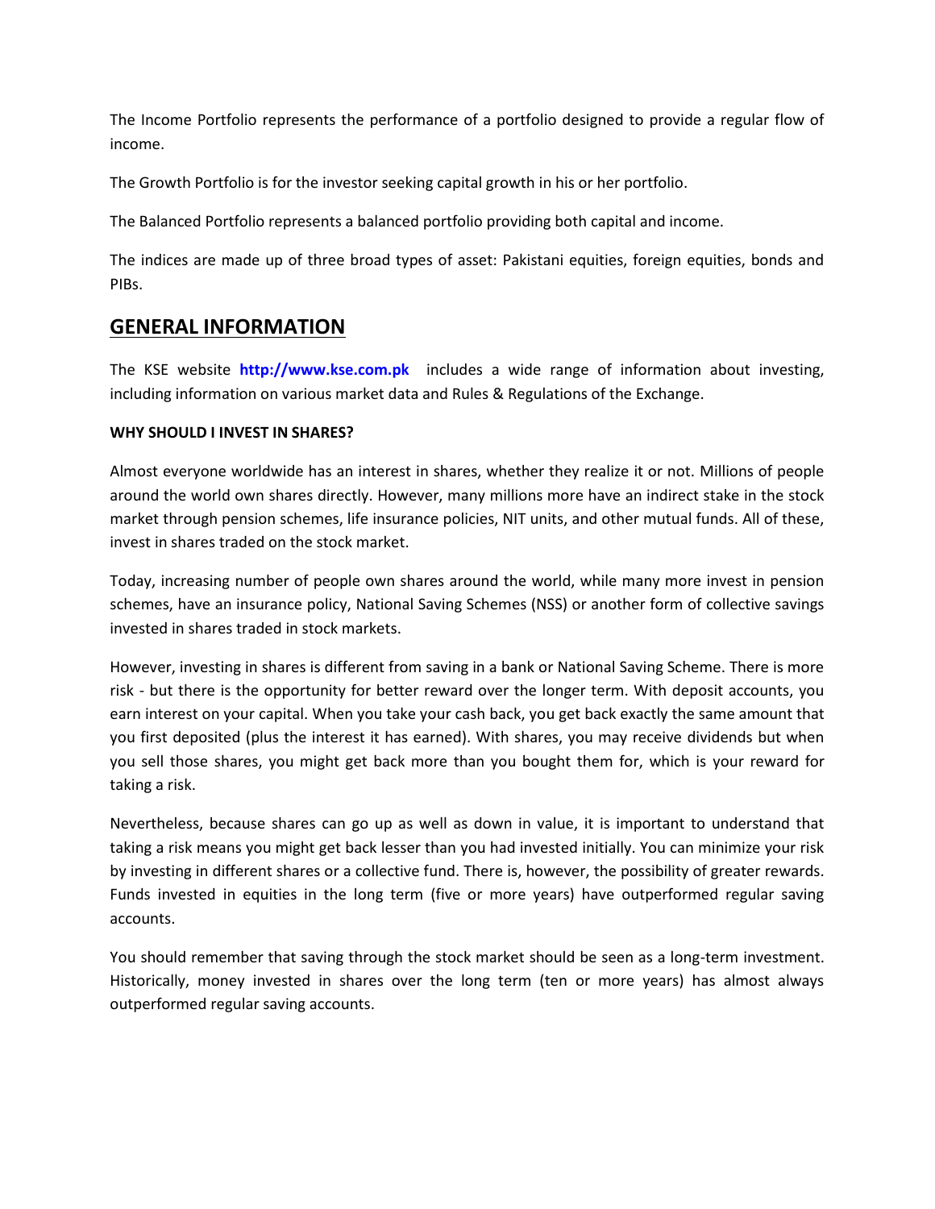The Income Portfolio represents the performance of a portfolio designed to provide a regular flow of income.

The Growth Portfolio is for the investor seeking capital growth in his or her portfolio.

The Balanced Portfolio represents a balanced portfolio providing both capital and income.

The indices are made up of three broad types of asset: Pakistani equities, foreign equities, bonds and PIBs.

## GENERAL INFORMATION

The KSE website **http://www.kse.com.pk** includes a wide range of information about investing, including information on various market data and Rules & Regulations of the Exchange.

**WHY SHOULD I INVEST IN SHARES?**

Almost everyone worldwide has an interest in shares, whether they realize it or not. Millions of people around the world own shares directly. However, many millions more have an indirect stake in the stock market through pension schemes, life insurance policies, NIT units, and other mutual funds. All of these, invest in shares traded on the stock market.

Today, increasing number of people own shares around the world, while many more invest in pension schemes, have an insurance policy, National Saving Schemes (NSS) or another form of collective savings invested in shares traded in stock markets.

However, investing in shares is different from saving in a bank or National Saving Scheme. There is more risk - but there is the opportunity for better reward over the longer term. With deposit accounts, you earn interest on your capital. When you take your cash back, you get back exactly the same amount that you first deposited (plus the interest it has earned). With shares, you may receive dividends but when you sell those shares, you might get back more than you bought them for, which is your reward for taking a risk.

Nevertheless, because shares can go up as well as down in value, it is important to understand that taking a risk means you might get back lesser than you had invested initially. You can minimize your risk by investing in different shares or a collective fund. There is, however, the possibility of greater rewards. Funds invested in equities in the long term (five or more years) have outperformed regular saving accounts.

You should remember that saving through the stock market should be seen as a long-term investment. Historically, money invested in shares over the long term (ten or more years) has almost always outperformed regular saving accounts.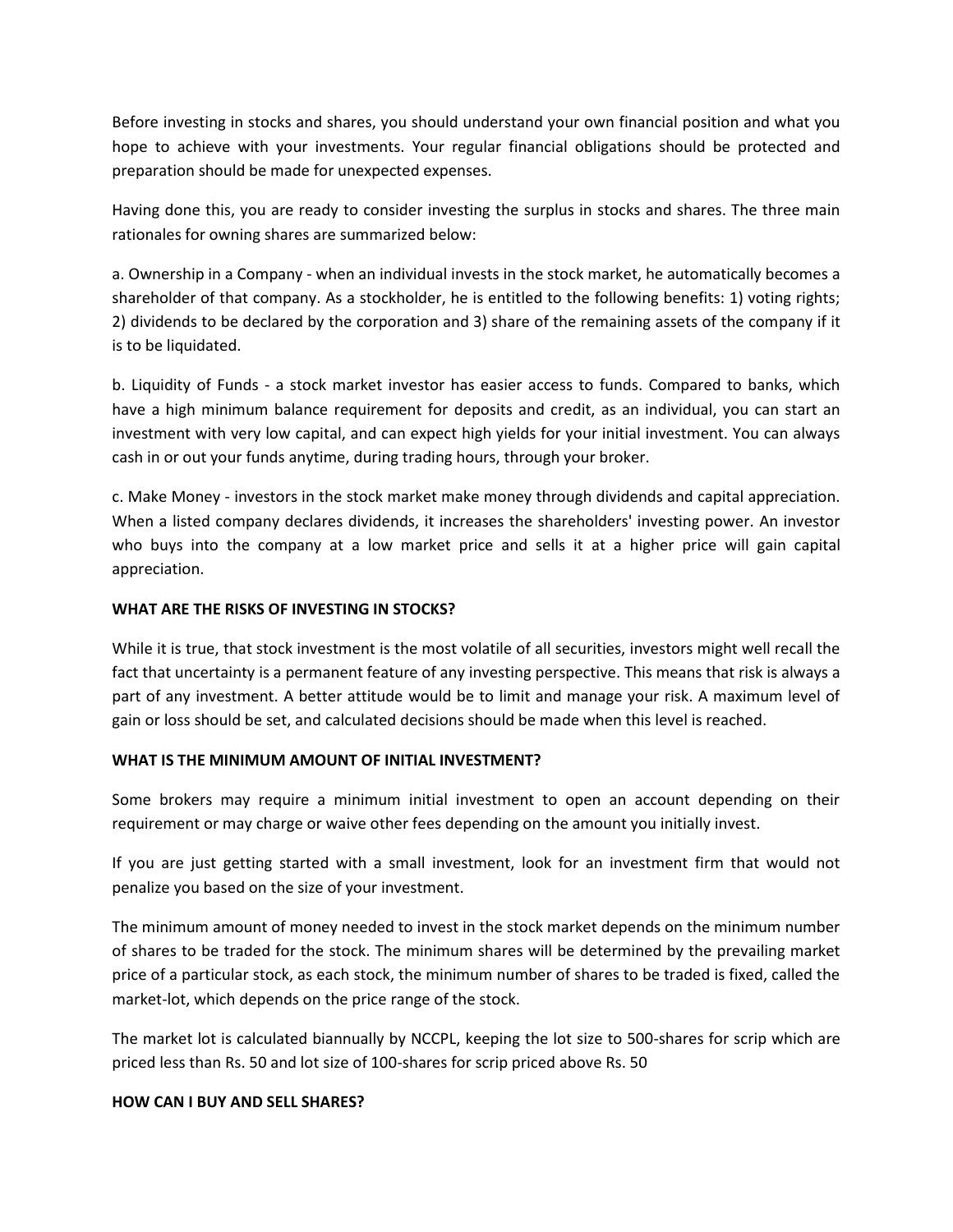Before investing in stocks and shares, you should understand your own financial position and what you hope to achieve with your investments. Your regular financial obligations should be protected and preparation should be made for unexpected expenses.

Having done this, you are ready to consider investing the surplus in stocks and shares. The three main rationales for owning shares are summarized below:

a. Ownership in a Company - when an individual invests in the stock market, he automatically becomes a shareholder of that company. As a stockholder, he is entitled to the following benefits: 1) voting rights; 2) dividends to be declared by the corporation and 3) share of the remaining assets of the company if it is to be liquidated.

b. Liquidity of Funds - a stock market investor has easier access to funds. Compared to banks, which have a high minimum balance requirement for deposits and credit, as an individual, you can start an investment with very low capital, and can expect high yields for your initial investment. You can always cash in or out your funds anytime, during trading hours, through your broker.

c. Make Money - investors in the stock market make money through dividends and capital appreciation. When a listed company declares dividends, it increases the shareholders' investing power. An investor who buys into the company at a low market price and sells it at a higher price will gain capital appreciation.

**WHAT ARE THE RISKS OF INVESTING IN STOCKS?**

While it is true, that stock investment is the most volatile of all securities, investors might well recall the fact that uncertainty is a permanent feature of any investing perspective. This means that risk is always a part of any investment. A better attitude would be to limit and manage your risk. A maximum level of gain or loss should be set, and calculated decisions should be made when this level is reached.

**WHAT IS THE MINIMUM AMOUNT OF INITIAL INVESTMENT?**

Some brokers may require a minimum initial investment to open an account depending on their requirement or may charge or waive other fees depending on the amount you initially invest.

If you are just getting started with a small investment, look for an investment firm that would not penalize you based on the size of your investment.

The minimum amount of money needed to invest in the stock market depends on the minimum number of shares to be traded for the stock. The minimum shares will be determined by the prevailing market price of a particular stock, as each stock, the minimum number of shares to be traded is fixed, called the market-lot, which depends on the price range of the stock.

The market lot is calculated biannually by NCCPL, keeping the lot size to 500-shares for scrip which are priced less than Rs. 50 and lot size of 100-shares for scrip priced above Rs. 50

**HOW CAN I BUY AND SELL SHARES?**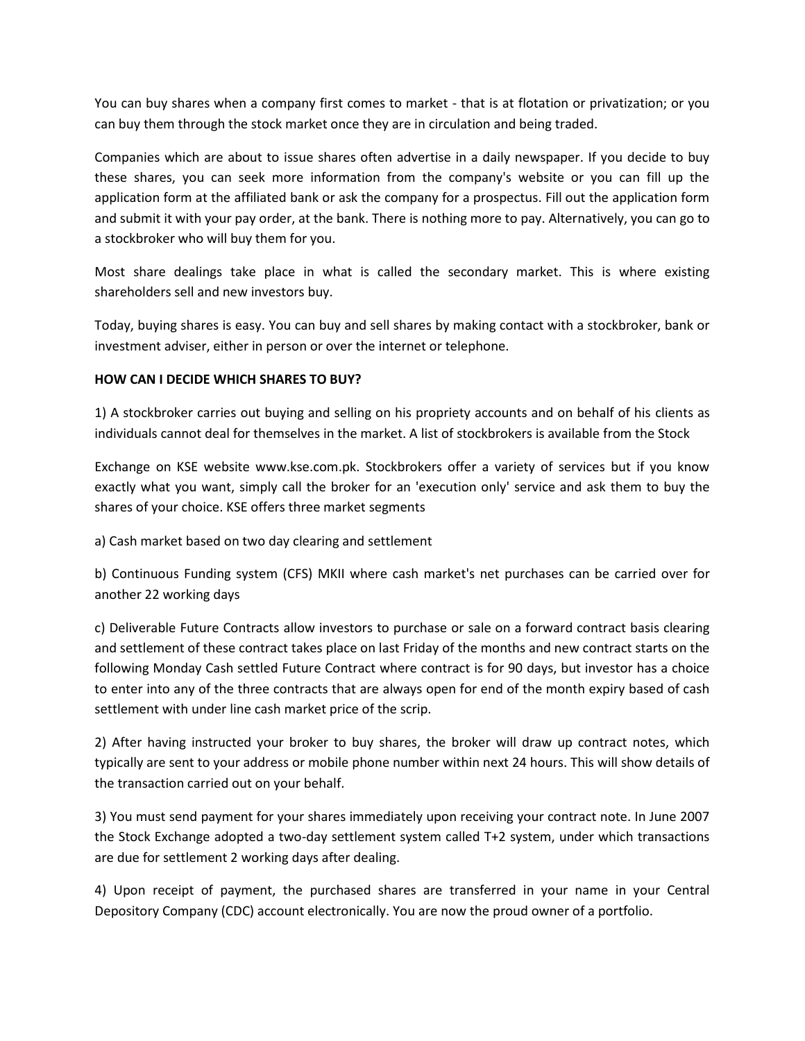You can buy shares when a company first comes to market - that is at flotation or privatization; or you can buy them through the stock market once they are in circulation and being traded.

Companies which are about to issue shares often advertise in a daily newspaper. If you decide to buy these shares, you can seek more information from the company's website or you can fill up the application form at the affiliated bank or ask the company for a prospectus. Fill out the application form and submit it with your pay order, at the bank. There is nothing more to pay. Alternatively, you can go to a stockbroker who will buy them for you.

Most share dealings take place in what is called the secondary market. This is where existing shareholders sell and new investors buy.

Today, buying shares is easy. You can buy and sell shares by making contact with a stockbroker, bank or investment adviser, either in person or over the internet or telephone.

**HOW CAN I DECIDE WHICH SHARES TO BUY?**

1) A stockbroker carries out buying and selling on his propriety accounts and on behalf of his clients as individuals cannot deal for themselves in the market. A list of stockbrokers is available from the Stock Exchange on KSE website www.kse.com.pk. Stockbrokers offer a variety of services but if you know exactly what you want, simply call the broker for an 'execution only' service and ask them to buy the shares of your choice. KSE offers three market segments

a) Cash market based on two day clearing and settlement

b) Continuous Funding system (CFS) MKII where cash market's net purchases can be carried over for another 22 working days

c) Deliverable Future Contracts allow investors to purchase or sale on a forward contract basis clearing and settlement of these contract takes place on last Friday of the months and new contract starts on the following Monday Cash settled Future Contract where contract is for 90 days, but investor has a choice to enter into any of the three contracts that are always open for end of the month expiry based of cash settlement with under line cash market price of the scrip.

2) After having instructed your broker to buy shares, the broker will draw up contract notes, which typically are sent to your address or mobile phone number within next 24 hours. This will show details of the transaction carried out on your behalf.

3) You must send payment for your shares immediately upon receiving your contract note. In June 2007 the Stock Exchange adopted a two-day settlement system called T+2 system, under which transactions are due for settlement 2 working days after dealing.

4) Upon receipt of payment, the purchased shares are transferred in your name in your Central Depository Company (CDC) account electronically. You are now the proud owner of a portfolio.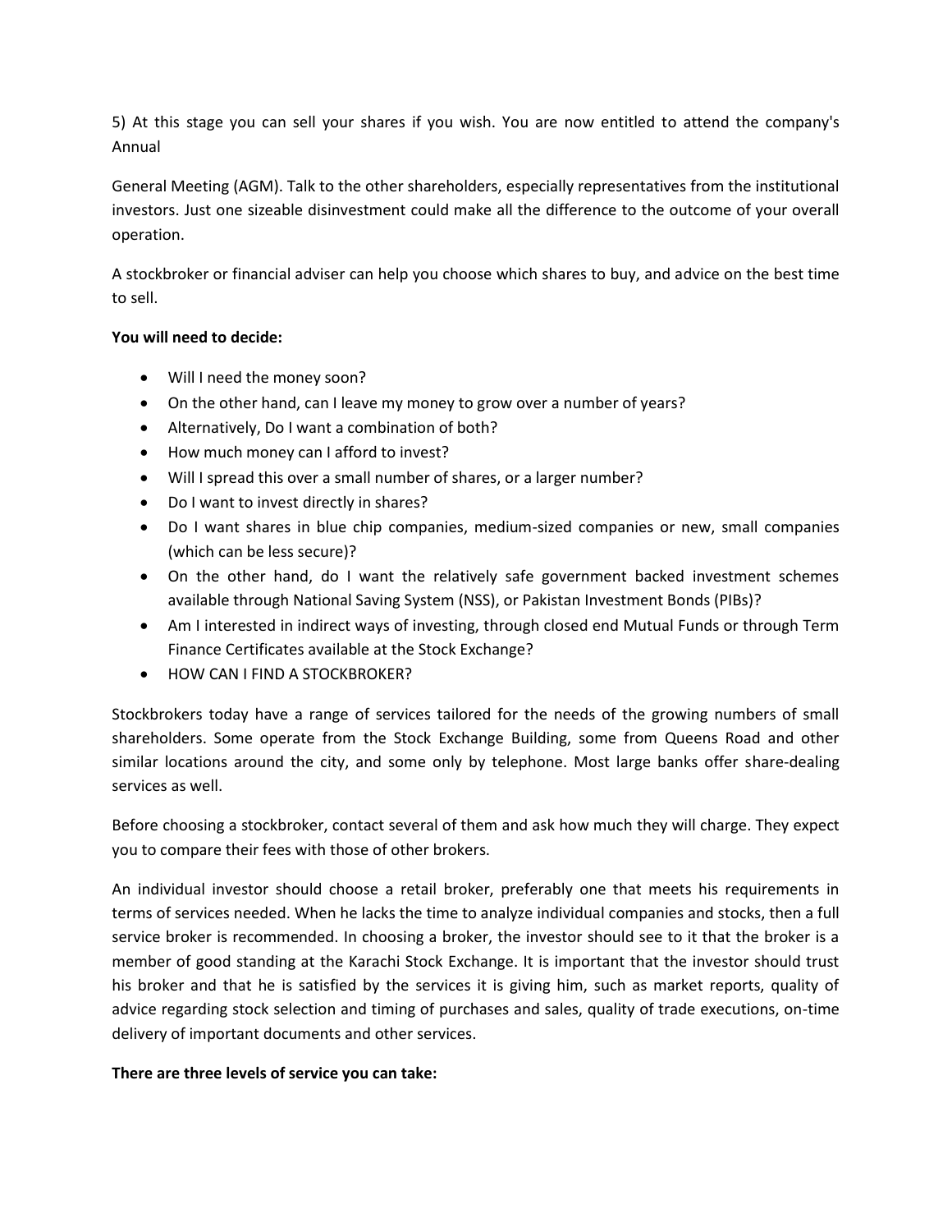5) At this stage you can sell your shares if you wish. You are now entitled to attend the company's Annual

General Meeting (AGM). Talk to the other shareholders, especially representatives from the institutional investors. Just one sizeable disinvestment could make all the difference to the outcome of your overall operation.

A stockbroker or financial adviser can help you choose which shares to buy, and advice on the best time to sell.

**You will need to decide:**

- Will I need the money soon?
- On the other hand, can I leave my money to grow over a number of years?
- Alternatively, Do I want a combination of both?
- How much money can I afford to invest?
- Will I spread this over a small number of shares, or a larger number?
- Do I want to invest directly in shares?
- Do I want shares in blue chip companies, medium-sized companies or new, small companies (which can be less secure)?
- On the other hand, do I want the relatively safe government backed investment schemes available through National Saving System (NSS), or Pakistan Investment Bonds (PIBs)?
- Am I interested in indirect ways of investing, through closed end Mutual Funds or through Term Finance Certificates available at the Stock Exchange?
- HOW CAN I FIND A STOCKBROKER?

Stockbrokers today have a range of services tailored for the needs of the growing numbers of small shareholders. Some operate from the Stock Exchange Building, some from Queens Road and other similar locations around the city, and some only by telephone. Most large banks offer share-dealing services as well.

Before choosing a stockbroker, contact several of them and ask how much they will charge. They expect you to compare their fees with those of other brokers.

An individual investor should choose a retail broker, preferably one that meets his requirements in terms of services needed. When he lacks the time to analyze individual companies and stocks, then a full service broker is recommended. In choosing a broker, the investor should see to it that the broker is a member of good standing at the Karachi Stock Exchange. It is important that the investor should trust his broker and that he is satisfied by the services it is giving him, such as market reports, quality of advice regarding stock selection and timing of purchases and sales, quality of trade executions, on-time delivery of important documents and other services.

**There are three levels of service you can take:**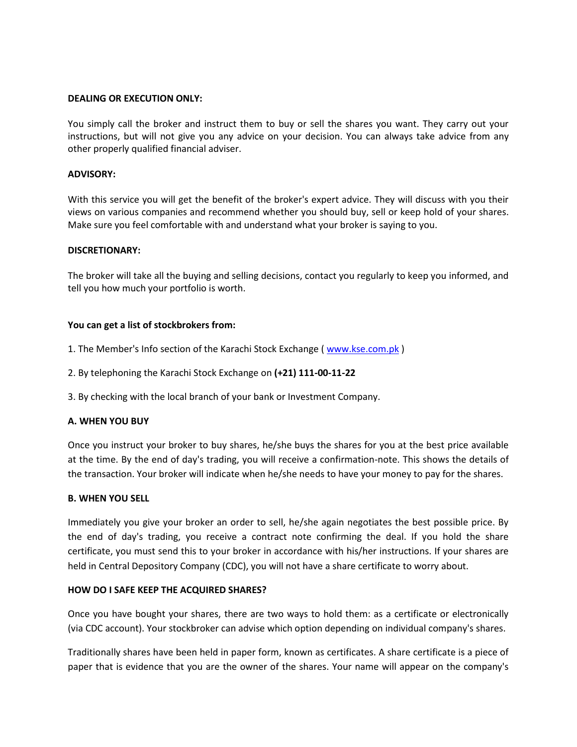**DEALING OR EXECUTION ONLY:**

You simply call the broker and instruct them to buy or sell the shares you want. They carry out your instructions, but will not give you any advice on your decision. You can always take advice from any other properly qualified financial adviser.

**ADVISORY:**

With this service you will get the benefit of the broker's expert advice. They will discuss with you their views on various companies and recommend whether you should buy, sell or keep hold of your shares. Make sure you feel comfortable with and understand what your broker is saying to you.

**DISCRETIONARY:**

The broker will take all the buying and selling decisions, contact you regularly to keep you informed, and tell you how much your portfolio is worth.

**You can get a list of stockbrokers from:**

1. The Member's Info section of the Karachi Stock Exchange ( [www.kse.com.pk](http://www.kse.com.pk) )

2. By telephoning the Karachi Stock Exchange on **(+21) 111-00-11-22**

3. By checking with the local branch of your bank or Investment Company.

**A. WHEN YOU BUY**

Once you instruct your broker to buy shares, he/she buys the shares for you at the best price available at the time. By the end of day's trading, you will receive a confirmation-note. This shows the details of the transaction. Your broker will indicate when he/she needs to have your money to pay for the shares.

**B. WHEN YOU SELL**

Immediately you give your broker an order to sell, he/she again negotiates the best possible price. By the end of day's trading, you receive a contract note confirming the deal. If you hold the share certificate, you must send this to your broker in accordance with his/her instructions. If your shares are held in Central Depository Company (CDC), you will not have a share certificate to worry about.

**HOW DO I SAFE KEEP THE ACQUIRED SHARES?**

Once you have bought your shares, there are two ways to hold them: as a certificate or electronically (via CDC account). Your stockbroker can advise which option depending on individual company's shares.

Traditionally shares have been held in paper form, known as certificates. A share certificate is a piece of paper that is evidence that you are the owner of the shares. Your name will appear on the company's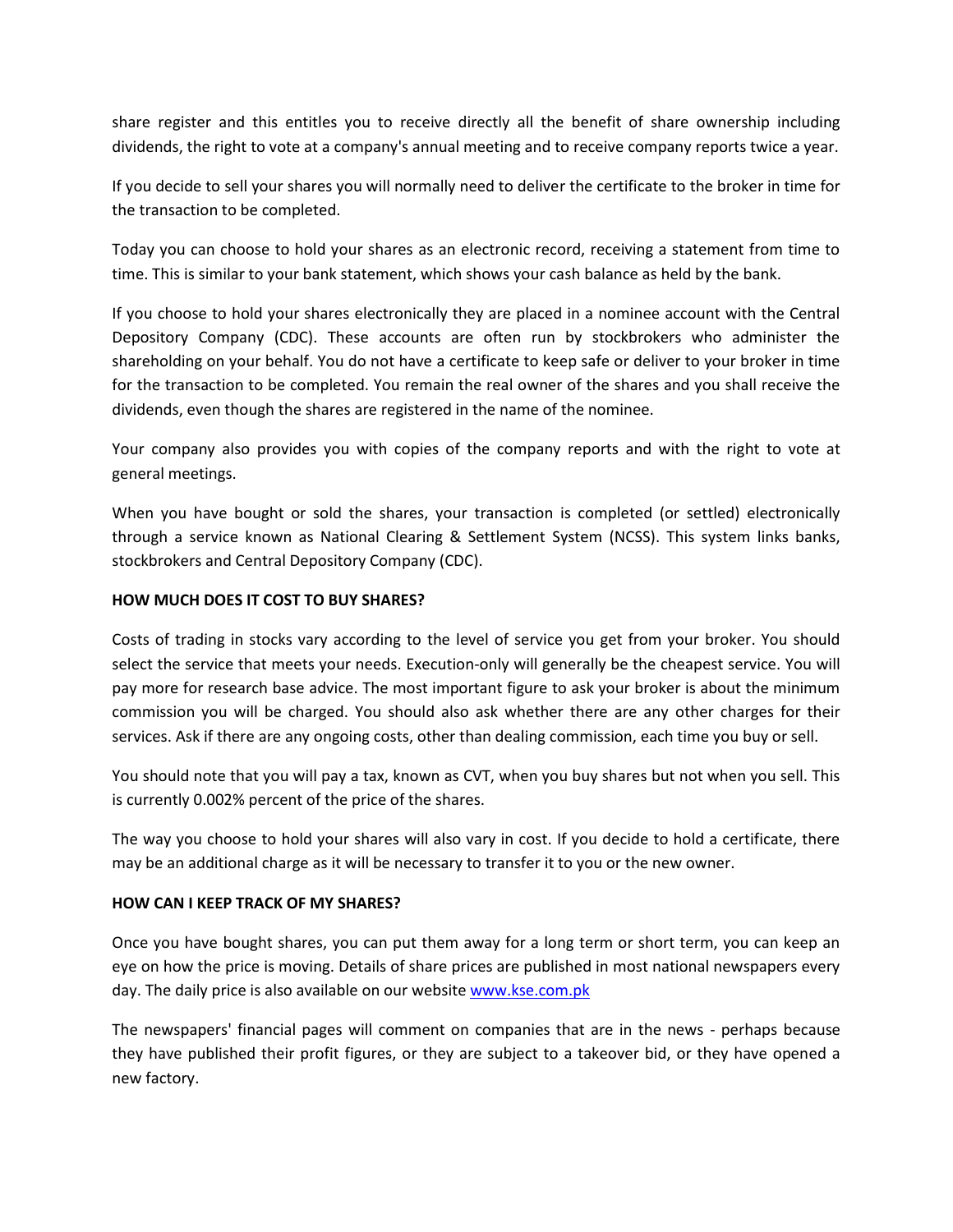share register and this entitles you to receive directly all the benefit of share ownership including dividends, the right to vote at a company's annual meeting and to receive company reports twice a year.

If you decide to sell your shares you will normally need to deliver the certificate to the broker in time for the transaction to be completed.

Today you can choose to hold your shares as an electronic record, receiving a statement from time to time. This is similar to your bank statement, which shows your cash balance as held by the bank.

If you choose to hold your shares electronically they are placed in a nominee account with the Central Depository Company (CDC). These accounts are often run by stockbrokers who administer the shareholding on your behalf. You do not have a certificate to keep safe or deliver to your broker in time for the transaction to be completed. You remain the real owner of the shares and you shall receive the dividends, even though the shares are registered in the name of the nominee.

Your company also provides you with copies of the company reports and with the right to vote at general meetings.

When you have bought or sold the shares, your transaction is completed (or settled) electronically through a service known as National Clearing & Settlement System (NCSS). This system links banks, stockbrokers and Central Depository Company (CDC).

**HOW MUCH DOES IT COST TO BUY SHARES?**

Costs of trading in stocks vary according to the level of service you get from your broker. You should select the service that meets your needs. Execution-only will generally be the cheapest service. You will pay more for research base advice. The most important figure to ask your broker is about the minimum commission you will be charged. You should also ask whether there are any other charges for their services. Ask if there are any ongoing costs, other than dealing commission, each time you buy or sell.

You should note that you will pay a tax, known as CVT, when you buy shares but not when you sell. This is currently 0.002% percent of the price of the shares.

The way you choose to hold your shares will also vary in cost. If you decide to hold a certificate, there may be an additional charge as it will be necessary to transfer it to you or the new owner.

**HOW CAN I KEEP TRACK OF MY SHARES?**

Once you have bought shares, you can put them away for a long term or short term, you can keep an eye on how the price is moving. Details of share prices are published in most national newspapers every day. The daily price is also available on our website [www.kse.com.pk](www.kse.com.pk)

The newspapers' financial pages will comment on companies that are in the news - perhaps because they have published their profit figures, or they are subject to a takeover bid, or they have opened a new factory.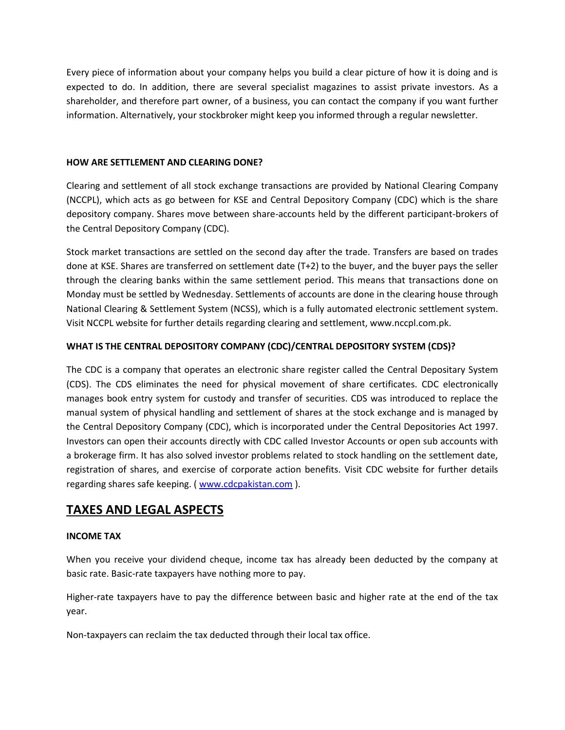Every piece of information about your company helps you build a clear picture of how it is doing and is expected to do. In addition, there are several specialist magazines to assist private investors. As a shareholder, and therefore part owner, of a business, you can contact the company if you want further information. Alternatively, your stockbroker might keep you informed through a regular newsletter.

**HOW ARE SETTLEMENT AND CLEARING DONE?**

Clearing and settlement of all stock exchange transactions are provided by National Clearing Company (NCCPL), which acts as go between for KSE and Central Depository Company (CDC) which is the share depository company. Shares move between share-accounts held by the different participant-brokers of the Central Depository Company (CDC).

Stock market transactions are settled on the second day after the trade. Transfers are based on trades done at KSE. Shares are transferred on settlement date (T+2) to the buyer, and the buyer pays the seller through the clearing banks within the same settlement period. This means that transactions done on Monday must be settled by Wednesday. Settlements of accounts are done in the clearing house through National Clearing & Settlement System (NCSS), which is a fully automated electronic settlement system. Visit NCCPL website for further details regarding clearing and settlement, www.nccpl.com.pk.

**WHAT IS THE CENTRAL DEPOSITORY COMPANY (CDC)/CENTRAL DEPOSITORY SYSTEM (CDS)?**

The CDC is a company that operates an electronic share register called the Central Depositary System (CDS). The CDS eliminates the need for physical movement of share certificates. CDC electronically manages book entry system for custody and transfer of securities. CDS was introduced to replace the manual system of physical handling and settlement of shares at the stock exchange and is managed by the Central Depository Company (CDC), which is incorporated under the Central Depositories Act 1997. Investors can open their accounts directly with CDC called Investor Accounts or open sub accounts with a brokerage firm. It has also solved investor problems related to stock handling on the settlement date, registration of shares, and exercise of corporate action benefits. Visit CDC website for further details regarding shares safe keeping. ( www.cdcpakistan.com ).

## TAXES AND LEGAL ASPECTS

**INCOME TAX**

When you receive your dividend cheque, income tax has already been deducted by the company at basic rate. Basic-rate taxpayers have nothing more to pay.

Higher-rate taxpayers have to pay the difference between basic and higher rate at the end of the tax year.

Non-taxpayers can reclaim the tax deducted through their local tax office.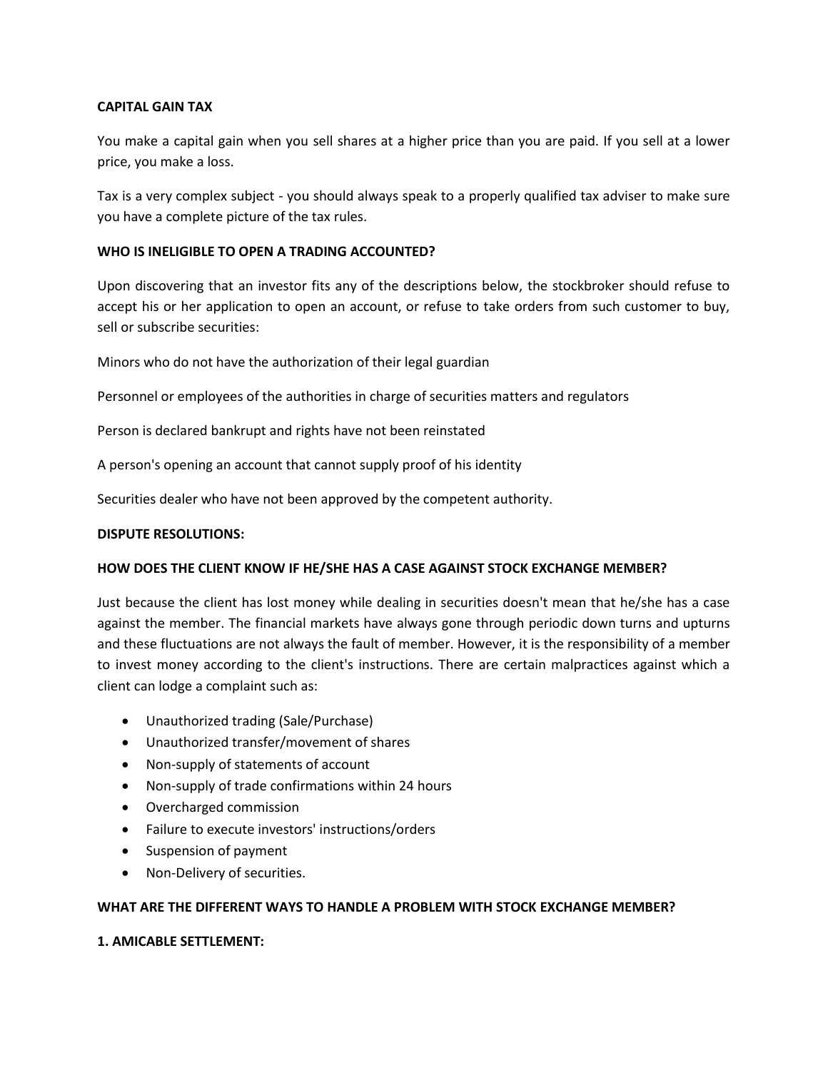**CAPITAL GAIN TAX**

You make a capital gain when you sell shares at a higher price than you are paid. If you sell at a lower price, you make a loss.

Tax is a very complex subject - you should always speak to a properly qualified tax adviser to make sure you have a complete picture of the tax rules.

**WHO IS INELIGIBLE TO OPEN A TRADING ACCOUNTED?**

Upon discovering that an investor fits any of the descriptions below, the stockbroker should refuse to accept his or her application to open an account, or refuse to take orders from such customer to buy, sell or subscribe securities:

Minors who do not have the authorization of their legal guardian

Personnel or employees of the authorities in charge of securities matters and regulators

Person is declared bankrupt and rights have not been reinstated

A person's opening an account that cannot supply proof of his identity

Securities dealer who have not been approved by the competent authority.

**DISPUTE RESOLUTIONS:**

**HOW DOES THE CLIENT KNOW IF HE/SHE HAS A CASE AGAINST STOCK EXCHANGE MEMBER?**

Just because the client has lost money while dealing in securities doesn't mean that he/she has a case against the member. The financial markets have always gone through periodic down turns and upturns and these fluctuations are not always the fault of member. However, it is the responsibility of a member to invest money according to the client's instructions. There are certain malpractices against which a client can lodge a complaint such as:

- Unauthorized trading (Sale/Purchase)
- Unauthorized transfer/movement of shares
- Non-supply of statements of account
- Non-supply of trade confirmations within 24 hours
- Overcharged commission
- Failure to execute investors' instructions/orders
- Suspension of payment
- Non-Delivery of securities.

**WHAT ARE THE DIFFERENT WAYS TO HANDLE A PROBLEM WITH STOCK EXCHANGE MEMBER?**

**1. AMICABLE SETTLEMENT:**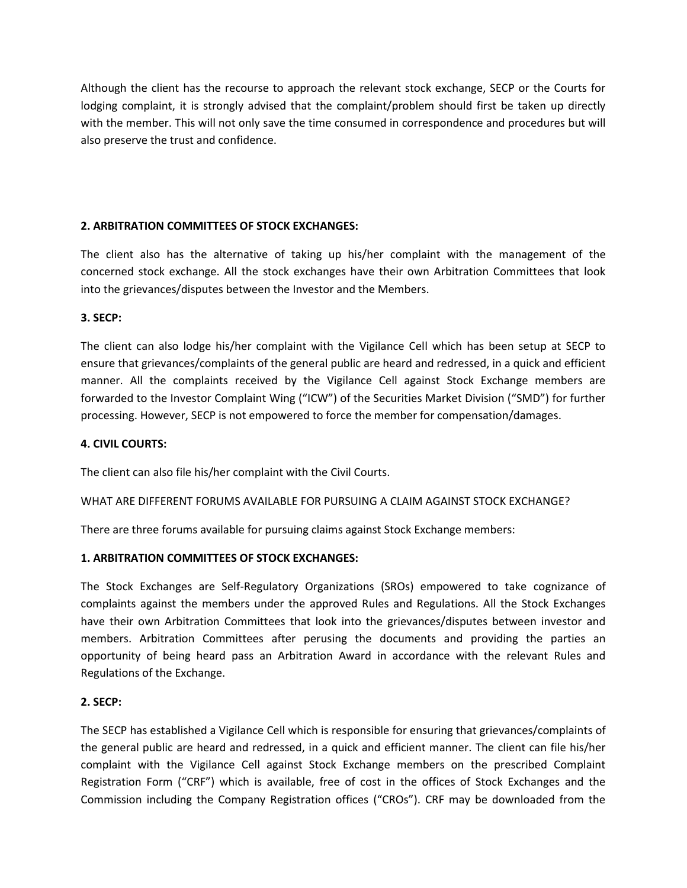Although the client has the recourse to approach the relevant stock exchange, SECP or the Courts for lodging complaint, it is strongly advised that the complaint/problem should first be taken up directly with the member. This will not only save the time consumed in correspondence and procedures but will also preserve the trust and confidence.

**2. ARBITRATION COMMITTEES OF STOCK EXCHANGES:**

The client also has the alternative of taking up his/her complaint with the management of the concerned stock exchange. All the stock exchanges have their own Arbitration Committees that look into the grievances/disputes between the Investor and the Members.

**3. SECP:**

The client can also lodge his/her complaint with the Vigilance Cell which has been setup at SECP to ensure that grievances/complaints of the general public are heard and redressed, in a quick and efficient manner. All the complaints received by the Vigilance Cell against Stock Exchange members are forwarded to the Investor Complaint Wing ("ICW") of the Securities Market Division ("SMD") for further processing. However, SECP is not empowered to force the member for compensation/damages.

**4. CIVIL COURTS:**

The client can also file his/her complaint with the Civil Courts.

WHAT ARE DIFFERENT FORUMS AVAILABLE FOR PURSUING A CLAIM AGAINST STOCK EXCHANGE?

There are three forums available for pursuing claims against Stock Exchange members:

**1. ARBITRATION COMMITTEES OF STOCK EXCHANGES:**

The Stock Exchanges are Self-Regulatory Organizations (SROs) empowered to take cognizance of complaints against the members under the approved Rules and Regulations. All the Stock Exchanges have their own Arbitration Committees that look into the grievances/disputes between investor and members. Arbitration Committees after perusing the documents and providing the parties an opportunity of being heard pass an Arbitration Award in accordance with the relevant Rules and Regulations of the Exchange.

**2. SECP:**

The SECP has established a Vigilance Cell which is responsible for ensuring that grievances/complaints of the general public are heard and redressed, in a quick and efficient manner. The client can file his/her complaint with the Vigilance Cell against Stock Exchange members on the prescribed Complaint Registration Form ("CRF") which is available, free of cost in the offices of Stock Exchanges and the Commission including the Company Registration offices ("CROs"). CRF may be downloaded from the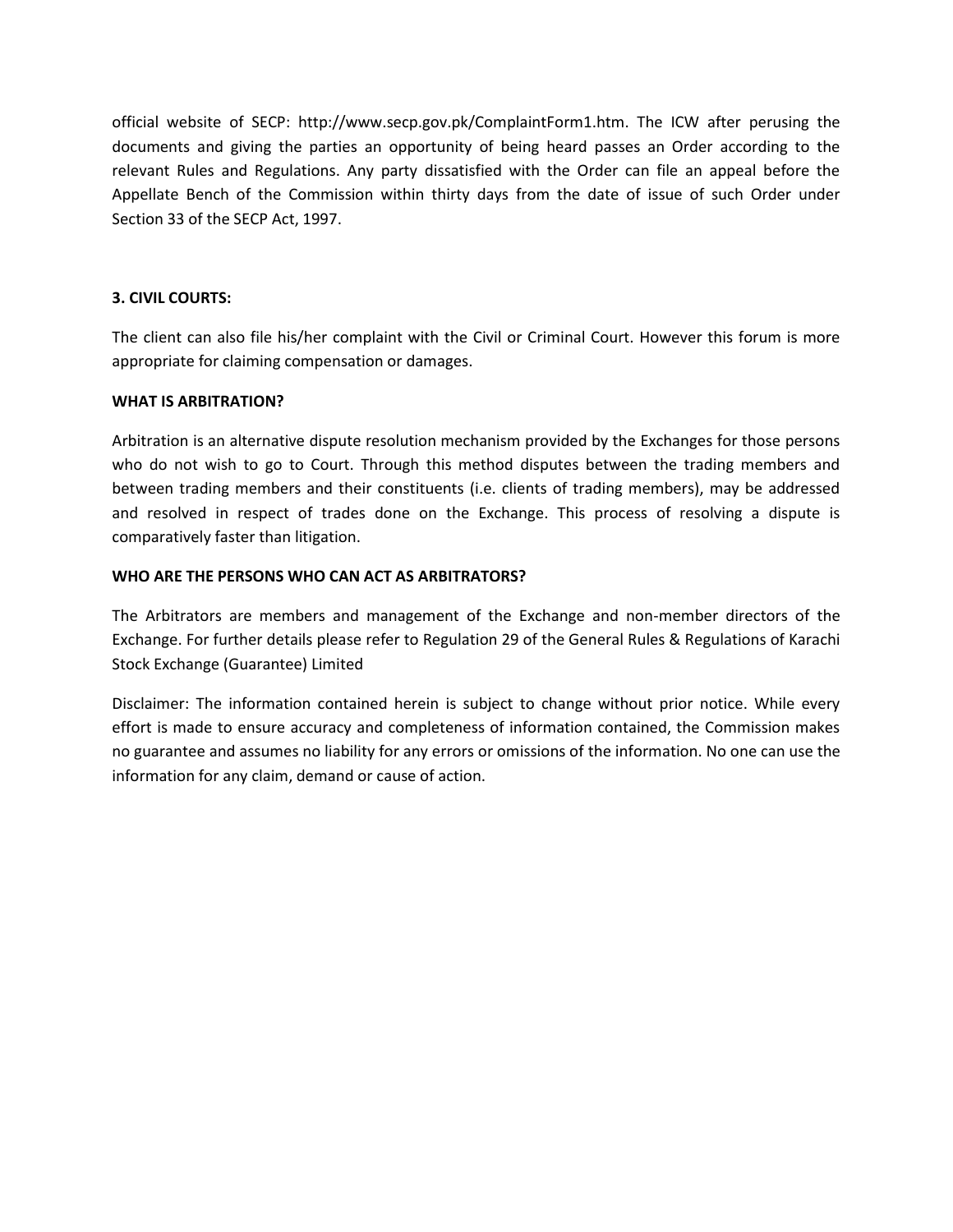official website of SECP: http://www.secp.gov.pk/ComplaintForm1.htm. The ICW after perusing the documents and giving the parties an opportunity of being heard passes an Order according to the relevant Rules and Regulations. Any party dissatisfied with the Order can file an appeal before the Appellate Bench of the Commission within thirty days from the date of issue of such Order under Section 33 of the SECP Act, 1997.

**3. CIVIL COURTS:**

The client can also file his/her complaint with the Civil or Criminal Court. However this forum is more appropriate for claiming compensation or damages.

**WHAT IS ARBITRATION?**

Arbitration is an alternative dispute resolution mechanism provided by the Exchanges for those persons who do not wish to go to Court. Through this method disputes between the trading members and between trading members and their constituents (i.e. clients of trading members), may be addressed and resolved in respect of trades done on the Exchange. This process of resolving a dispute is comparatively faster than litigation.

**WHO ARE THE PERSONS WHO CAN ACT AS ARBITRATORS?**

The Arbitrators are members and management of the Exchange and non-member directors of the Exchange. For further details please refer to Regulation 29 of the General Rules & Regulations of Karachi Stock Exchange (Guarantee) Limited

Disclaimer: The information contained herein is subject to change without prior notice. While every effort is made to ensure accuracy and completeness of information contained, the Commission makes no guarantee and assumes no liability for any errors or omissions of the information. No one can use the information for any claim, demand or cause of action.